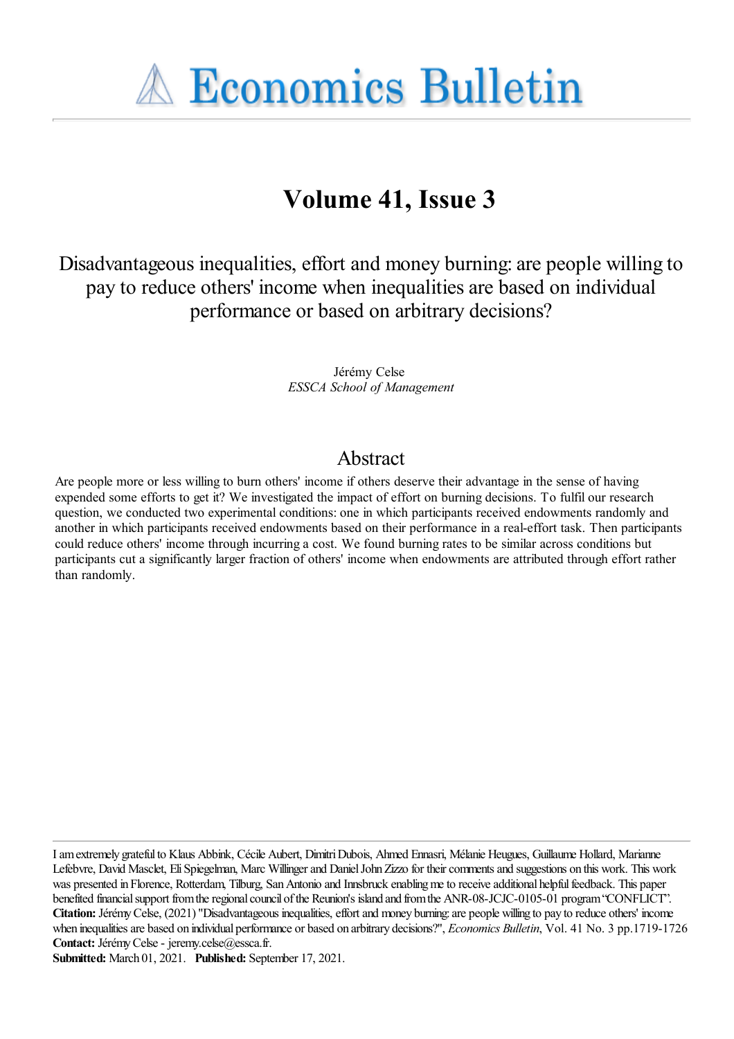# Economics Bulletin

## Volume 41, Issue 3

### Disadvantageous inequalities, effort and money burning: are people willing to pay to reduce others' income when inequalities are based on individual performance or based on arbitrary decisions?

Jérémy Celse
*ESSCA School of Management*

## Abstract

Are people more or less willing to burn others' income if others deserve their advantage in the sense of having expended some efforts to get it? We investigated the impact of effort on burning decisions. To fulfil our research question, we conducted two experimental conditions: one in which participants received endowments randomly and another in which participants received endowments based on their performance in a real-effort task. Then participants could reduce others' income through incurring a cost. We found burning rates to be similar across conditions but participants cut a significantly larger fraction of others' income when endowments are attributed through effort rather than randomly.

I am extremely grateful to Klaus Abbink, Cécile Aubert, Dimitri Dubois, Ahmed Ennasri, Mélanie Heugues, Guillaume Hollard, Marianne Lefebvre, David Masclet, Eli Spiegelman, Marc Willinger and Daniel John Zizzo for their comments and suggestions on this work. This work was presented in Florence, Rotterdam, Tilburg, San Antonio and Innsbruck enabling me to receive additional helpful feedback. This paper benefited financial support from the regional council of the Reunion's island and from the ANR-08-JCJC-0105-01 program "CONFLICT".
**Citation:** Jérémy Celse, (2021) "Disadvantageous inequalities, effort and money burning: are people willing to pay to reduce others' income when inequalities are based on individual performance or based on arbitrary decisions?", *Economics Bulletin*, Vol. 41 No. 3 pp.1719-1726
**Contact:** Jérémy Celse - jeremy.celse@essca.fr.
**Submitted:** March 01, 2021. **Published:** September 17, 2021.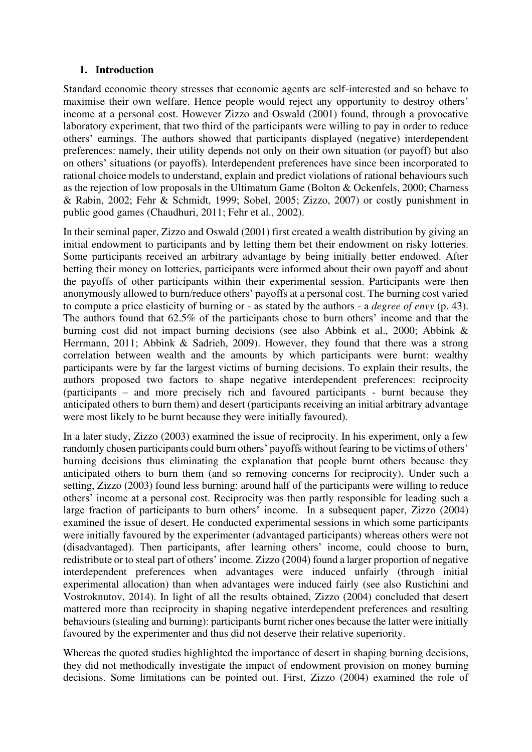## 1. Introduction

Standard economic theory stresses that economic agents are self-interested and so behave to maximise their own welfare. Hence people would reject any opportunity to destroy others' income at a personal cost. However Zizzo and Oswald (2001) found, through a provocative laboratory experiment, that two third of the participants were willing to pay in order to reduce others' earnings. The authors showed that participants displayed (negative) interdependent preferences: namely, their utility depends not only on their own situation (or payoff) but also on others' situations (or payoffs). Interdependent preferences have since been incorporated to rational choice models to understand, explain and predict violations of rational behaviours such as the rejection of low proposals in the Ultimatum Game (Bolton & Ockenfels, 2000; Charness & Rabin, 2002; Fehr & Schmidt, 1999; Sobel, 2005; Zizzo, 2007) or costly punishment in public good games (Chaudhuri, 2011; Fehr et al., 2002).

In their seminal paper, Zizzo and Oswald (2001) first created a wealth distribution by giving an initial endowment to participants and by letting them bet their endowment on risky lotteries. Some participants received an arbitrary advantage by being initially better endowed. After betting their money on lotteries, participants were informed about their own payoff and about the payoffs of other participants within their experimental session. Participants were then anonymously allowed to burn/reduce others' payoffs at a personal cost. The burning cost varied to compute a price elasticity of burning or - as stated by the authors - a *degree of envy* (p. 43). The authors found that 62.5% of the participants chose to burn others' income and that the burning cost did not impact burning decisions (see also Abbink et al., 2000; Abbink & Herrmann, 2011; Abbink & Sadrieh, 2009). However, they found that there was a strong correlation between wealth and the amounts by which participants were burnt: wealthy participants were by far the largest victims of burning decisions. To explain their results, the authors proposed two factors to shape negative interdependent preferences: reciprocity (participants – and more precisely rich and favoured participants - burnt because they anticipated others to burn them) and desert (participants receiving an initial arbitrary advantage were most likely to be burnt because they were initially favoured).

In a later study, Zizzo (2003) examined the issue of reciprocity. In his experiment, only a few randomly chosen participants could burn others' payoffs without fearing to be victims of others' burning decisions thus eliminating the explanation that people burnt others because they anticipated others to burn them (and so removing concerns for reciprocity). Under such a setting, Zizzo (2003) found less burning: around half of the participants were willing to reduce others' income at a personal cost. Reciprocity was then partly responsible for leading such a large fraction of participants to burn others' income. In a subsequent paper, Zizzo (2004) examined the issue of desert. He conducted experimental sessions in which some participants were initially favoured by the experimenter (advantaged participants) whereas others were not (disadvantaged). Then participants, after learning others' income, could choose to burn, redistribute or to steal part of others' income. Zizzo (2004) found a larger proportion of negative interdependent preferences when advantages were induced unfairly (through initial experimental allocation) than when advantages were induced fairly (see also Rustichini and Vostroknutov, 2014). In light of all the results obtained, Zizzo (2004) concluded that desert mattered more than reciprocity in shaping negative interdependent preferences and resulting behaviours (stealing and burning): participants burnt richer ones because the latter were initially favoured by the experimenter and thus did not deserve their relative superiority.

Whereas the quoted studies highlighted the importance of desert in shaping burning decisions, they did not methodically investigate the impact of endowment provision on money burning decisions. Some limitations can be pointed out. First, Zizzo (2004) examined the role of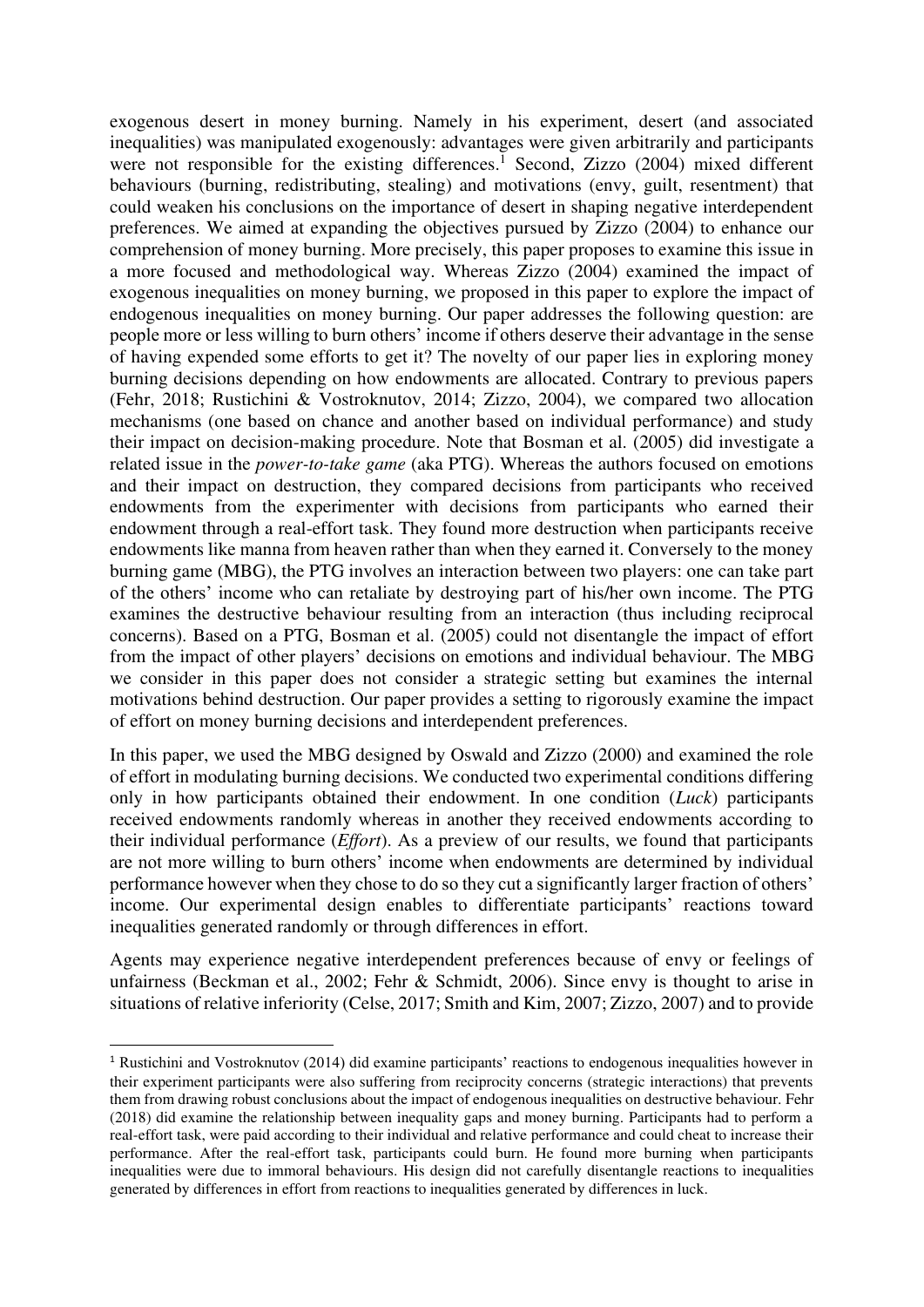exogenous desert in money burning. Namely in his experiment, desert (and associated inequalities) was manipulated exogenously: advantages were given arbitrarily and participants were not responsible for the existing differences.[1] Second, Zizzo (2004) mixed different behaviours (burning, redistributing, stealing) and motivations (envy, guilt, resentment) that could weaken his conclusions on the importance of desert in shaping negative interdependent preferences. We aimed at expanding the objectives pursued by Zizzo (2004) to enhance our comprehension of money burning. More precisely, this paper proposes to examine this issue in a more focused and methodological way. Whereas Zizzo (2004) examined the impact of exogenous inequalities on money burning, we proposed in this paper to explore the impact of endogenous inequalities on money burning. Our paper addresses the following question: are people more or less willing to burn others' income if others deserve their advantage in the sense of having expended some efforts to get it? The novelty of our paper lies in exploring money burning decisions depending on how endowments are allocated. Contrary to previous papers (Fehr, 2018; Rustichini & Vostroknutov, 2014; Zizzo, 2004), we compared two allocation mechanisms (one based on chance and another based on individual performance) and study their impact on decision-making procedure. Note that Bosman et al. (2005) did investigate a related issue in the *power-to-take game* (aka PTG). Whereas the authors focused on emotions and their impact on destruction, they compared decisions from participants who received endowments from the experimenter with decisions from participants who earned their endowment through a real-effort task. They found more destruction when participants receive endowments like manna from heaven rather than when they earned it. Conversely to the money burning game (MBG), the PTG involves an interaction between two players: one can take part of the others' income who can retaliate by destroying part of his/her own income. The PTG examines the destructive behaviour resulting from an interaction (thus including reciprocal concerns). Based on a PTG, Bosman et al. (2005) could not disentangle the impact of effort from the impact of other players' decisions on emotions and individual behaviour. The MBG we consider in this paper does not consider a strategic setting but examines the internal motivations behind destruction. Our paper provides a setting to rigorously examine the impact of effort on money burning decisions and interdependent preferences.

In this paper, we used the MBG designed by Oswald and Zizzo (2000) and examined the role of effort in modulating burning decisions. We conducted two experimental conditions differing only in how participants obtained their endowment. In one condition (*Luck*) participants received endowments randomly whereas in another they received endowments according to their individual performance (*Effort*). As a preview of our results, we found that participants are not more willing to burn others' income when endowments are determined by individual performance however when they chose to do so they cut a significantly larger fraction of others' income. Our experimental design enables to differentiate participants' reactions toward inequalities generated randomly or through differences in effort.

Agents may experience negative interdependent preferences because of envy or feelings of unfairness (Beckman et al., 2002; Fehr & Schmidt, 2006). Since envy is thought to arise in situations of relative inferiority (Celse, 2017; Smith and Kim, 2007; Zizzo, 2007) and to provide

[1] Rustichini and Vostroknutov (2014) did examine participants' reactions to endogenous inequalities however in their experiment participants were also suffering from reciprocity concerns (strategic interactions) that prevents them from drawing robust conclusions about the impact of endogenous inequalities on destructive behaviour. Fehr (2018) did examine the relationship between inequality gaps and money burning. Participants had to perform a real-effort task, were paid according to their individual and relative performance and could cheat to increase their performance. After the real-effort task, participants could burn. He found more burning when participants inequalities were due to immoral behaviours. His design did not carefully disentangle reactions to inequalities generated by differences in effort from reactions to inequalities generated by differences in luck.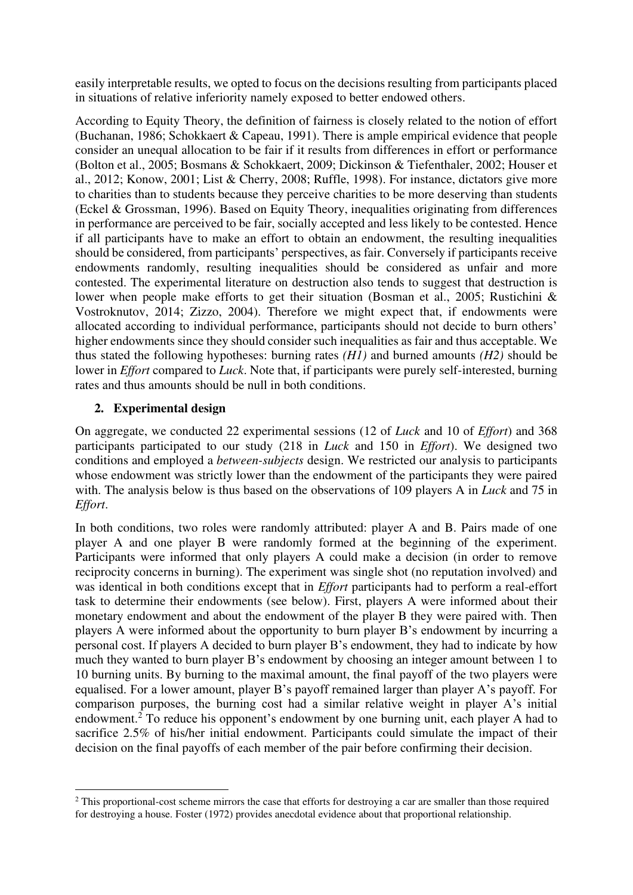easily interpretable results, we opted to focus on the decisions resulting from participants placed in situations of relative inferiority namely exposed to better endowed others.

According to Equity Theory, the definition of fairness is closely related to the notion of effort (Buchanan, 1986; Schokkaert & Capeau, 1991). There is ample empirical evidence that people consider an unequal allocation to be fair if it results from differences in effort or performance (Bolton et al., 2005; Bosmans & Schokkaert, 2009; Dickinson & Tiefenthaler, 2002; Houser et al., 2012; Konow, 2001; List & Cherry, 2008; Ruffle, 1998). For instance, dictators give more to charities than to students because they perceive charities to be more deserving than students (Eckel & Grossman, 1996). Based on Equity Theory, inequalities originating from differences in performance are perceived to be fair, socially accepted and less likely to be contested. Hence if all participants have to make an effort to obtain an endowment, the resulting inequalities should be considered, from participants' perspectives, as fair. Conversely if participants receive endowments randomly, resulting inequalities should be considered as unfair and more contested. The experimental literature on destruction also tends to suggest that destruction is lower when people make efforts to get their situation (Bosman et al., 2005; Rustichini & Vostroknutov, 2014; Zizzo, 2004). Therefore we might expect that, if endowments were allocated according to individual performance, participants should not decide to burn others' higher endowments since they should consider such inequalities as fair and thus acceptable. We thus stated the following hypotheses: burning rates *(H1)* and burned amounts *(H2)* should be lower in *Effort* compared to *Luck*. Note that, if participants were purely self-interested, burning rates and thus amounts should be null in both conditions.

## 2. Experimental design

On aggregate, we conducted 22 experimental sessions (12 of *Luck* and 10 of *Effort*) and 368 participants participated to our study (218 in *Luck* and 150 in *Effort*). We designed two conditions and employed a *between-subjects* design. We restricted our analysis to participants whose endowment was strictly lower than the endowment of the participants they were paired with. The analysis below is thus based on the observations of 109 players A in *Luck* and 75 in *Effort*.

In both conditions, two roles were randomly attributed: player A and B. Pairs made of one player A and one player B were randomly formed at the beginning of the experiment. Participants were informed that only players A could make a decision (in order to remove reciprocity concerns in burning). The experiment was single shot (no reputation involved) and was identical in both conditions except that in *Effort* participants had to perform a real-effort task to determine their endowments (see below). First, players A were informed about their monetary endowment and about the endowment of the player B they were paired with. Then players A were informed about the opportunity to burn player B's endowment by incurring a personal cost. If players A decided to burn player B's endowment, they had to indicate by how much they wanted to burn player B's endowment by choosing an integer amount between 1 to 10 burning units. By burning to the maximal amount, the final payoff of the two players were equalised. For a lower amount, player B's payoff remained larger than player A's payoff. For comparison purposes, the burning cost had a similar relative weight in player A's initial endowment.[2] To reduce his opponent's endowment by one burning unit, each player A had to sacrifice 2.5% of his/her initial endowment. Participants could simulate the impact of their decision on the final payoffs of each member of the pair before confirming their decision.

[2] This proportional-cost scheme mirrors the case that efforts for destroying a car are smaller than those required for destroying a house. Foster (1972) provides anecdotal evidence about that proportional relationship.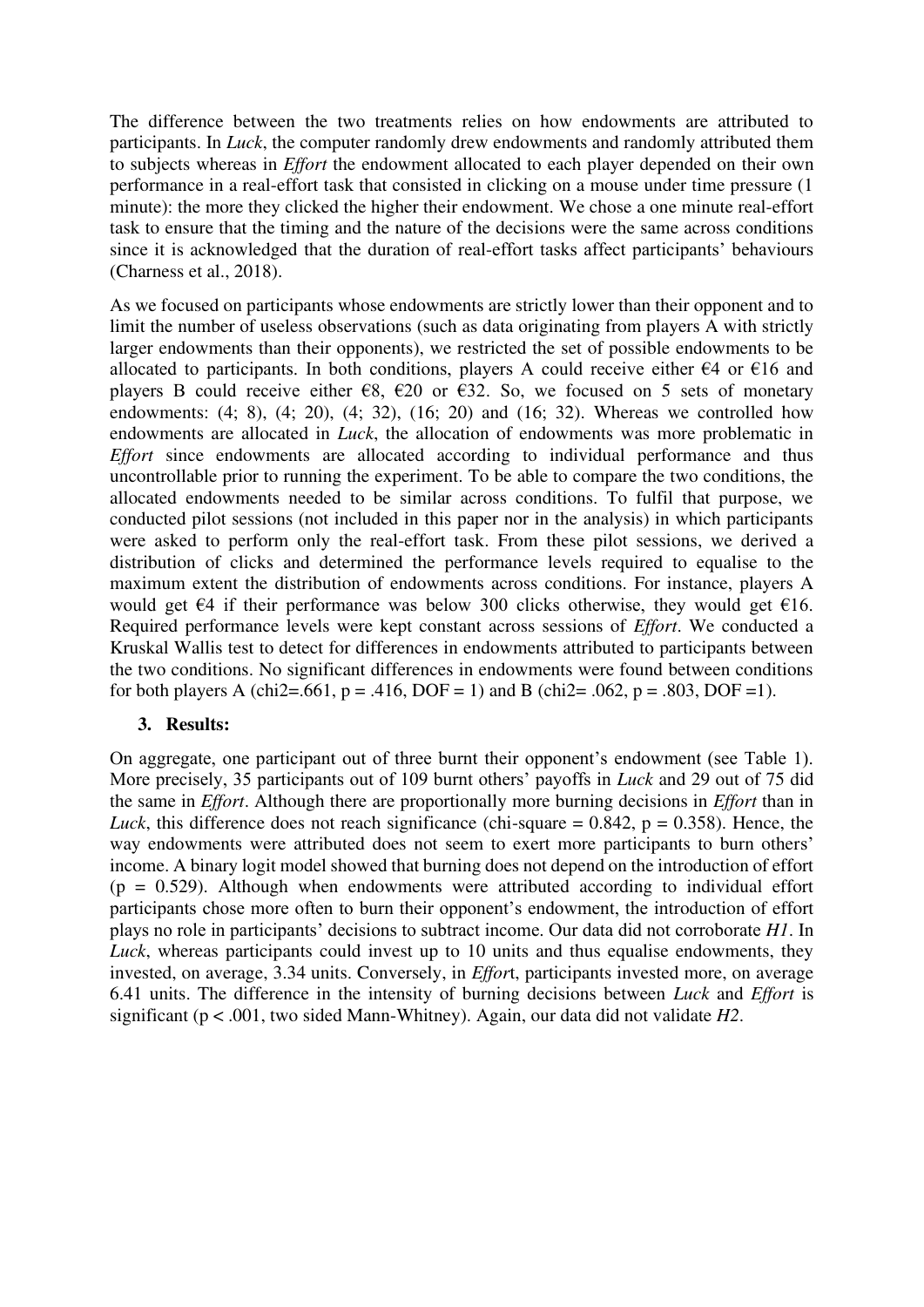The difference between the two treatments relies on how endowments are attributed to participants. In *Luck*, the computer randomly drew endowments and randomly attributed them to subjects whereas in *Effort* the endowment allocated to each player depended on their own performance in a real-effort task that consisted in clicking on a mouse under time pressure (1 minute): the more they clicked the higher their endowment. We chose a one minute real-effort task to ensure that the timing and the nature of the decisions were the same across conditions since it is acknowledged that the duration of real-effort tasks affect participants' behaviours (Charness et al., 2018).

As we focused on participants whose endowments are strictly lower than their opponent and to limit the number of useless observations (such as data originating from players A with strictly larger endowments than their opponents), we restricted the set of possible endowments to be allocated to participants. In both conditions, players A could receive either €4 or €16 and players B could receive either €8, €20 or €32. So, we focused on 5 sets of monetary endowments: (4; 8), (4; 20), (4; 32), (16; 20) and (16; 32). Whereas we controlled how endowments are allocated in *Luck*, the allocation of endowments was more problematic in *Effort* since endowments are allocated according to individual performance and thus uncontrollable prior to running the experiment. To be able to compare the two conditions, the allocated endowments needed to be similar across conditions. To fulfil that purpose, we conducted pilot sessions (not included in this paper nor in the analysis) in which participants were asked to perform only the real-effort task. From these pilot sessions, we derived a distribution of clicks and determined the performance levels required to equalise to the maximum extent the distribution of endowments across conditions. For instance, players A would get €4 if their performance was below 300 clicks otherwise, they would get €16. Required performance levels were kept constant across sessions of *Effort*. We conducted a Kruskal Wallis test to detect for differences in endowments attributed to participants between the two conditions. No significant differences in endowments were found between conditions for both players A (chi2=.661, p = .416, DOF = 1) and B (chi2= .062, p = .803, DOF =1).

## 3. Results:

On aggregate, one participant out of three burnt their opponent's endowment (see Table 1). More precisely, 35 participants out of 109 burnt others' payoffs in *Luck* and 29 out of 75 did the same in *Effort*. Although there are proportionally more burning decisions in *Effort* than in *Luck*, this difference does not reach significance (chi-square = 0.842, p = 0.358). Hence, the way endowments were attributed does not seem to exert more participants to burn others' income. A binary logit model showed that burning does not depend on the introduction of effort (p = 0.529). Although when endowments were attributed according to individual effort participants chose more often to burn their opponent's endowment, the introduction of effort plays no role in participants' decisions to subtract income. Our data did not corroborate *H1*. In *Luck*, whereas participants could invest up to 10 units and thus equalise endowments, they invested, on average, 3.34 units. Conversely, in *Effort*, participants invested more, on average 6.41 units. The difference in the intensity of burning decisions between *Luck* and *Effort* is significant (p < .001, two sided Mann-Whitney). Again, our data did not validate *H2*.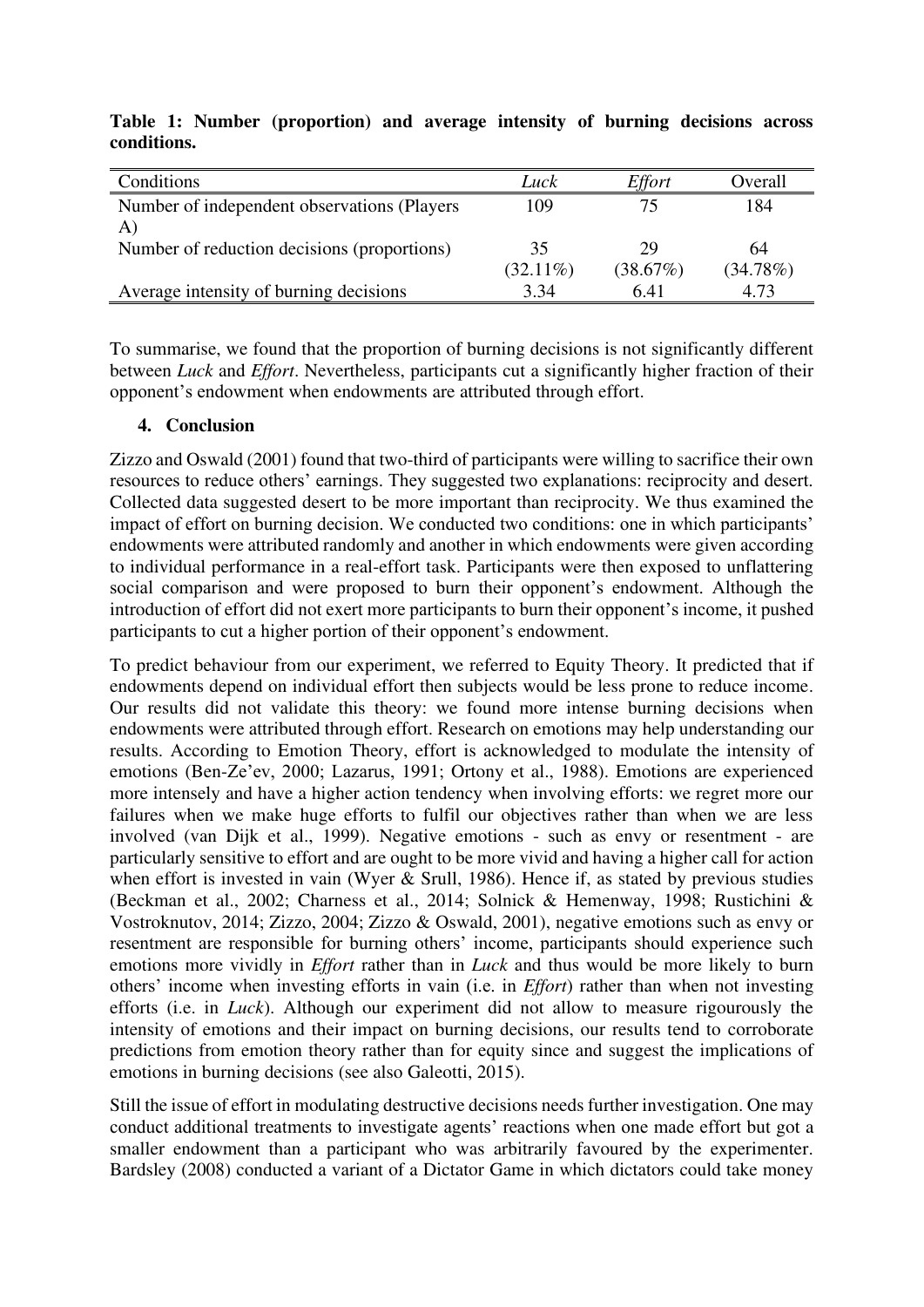**Table 1: Number (proportion) and average intensity of burning decisions across conditions.**

| Conditions | *Luck* | *Effort* | Overall |
|---|---|---|---|
| Number of independent observations (Players A) | 109 | 75 | 184 |
| Number of reduction decisions (proportions) | 35 (32.11%) | 29 (38.67%) | 64 (34.78%) |
| Average intensity of burning decisions | 3.34 | 6.41 | 4.73 |

To summarise, we found that the proportion of burning decisions is not significantly different between *Luck* and *Effort*. Nevertheless, participants cut a significantly higher fraction of their opponent's endowment when endowments are attributed through effort.

## 4. Conclusion

Zizzo and Oswald (2001) found that two-third of participants were willing to sacrifice their own resources to reduce others' earnings. They suggested two explanations: reciprocity and desert. Collected data suggested desert to be more important than reciprocity. We thus examined the impact of effort on burning decision. We conducted two conditions: one in which participants' endowments were attributed randomly and another in which endowments were given according to individual performance in a real-effort task. Participants were then exposed to unflattering social comparison and were proposed to burn their opponent's endowment. Although the introduction of effort did not exert more participants to burn their opponent's income, it pushed participants to cut a higher portion of their opponent's endowment.

To predict behaviour from our experiment, we referred to Equity Theory. It predicted that if endowments depend on individual effort then subjects would be less prone to reduce income. Our results did not validate this theory: we found more intense burning decisions when endowments were attributed through effort. Research on emotions may help understanding our results. According to Emotion Theory, effort is acknowledged to modulate the intensity of emotions (Ben-Ze'ev, 2000; Lazarus, 1991; Ortony et al., 1988). Emotions are experienced more intensely and have a higher action tendency when involving efforts: we regret more our failures when we make huge efforts to fulfil our objectives rather than when we are less involved (van Dijk et al., 1999). Negative emotions - such as envy or resentment - are particularly sensitive to effort and are ought to be more vivid and having a higher call for action when effort is invested in vain (Wyer & Srull, 1986). Hence if, as stated by previous studies (Beckman et al., 2002; Charness et al., 2014; Solnick & Hemenway, 1998; Rustichini & Vostroknutov, 2014; Zizzo, 2004; Zizzo & Oswald, 2001), negative emotions such as envy or resentment are responsible for burning others' income, participants should experience such emotions more vividly in *Effort* rather than in *Luck* and thus would be more likely to burn others' income when investing efforts in vain (i.e. in *Effort*) rather than when not investing efforts (i.e. in *Luck*). Although our experiment did not allow to measure rigourously the intensity of emotions and their impact on burning decisions, our results tend to corroborate predictions from emotion theory rather than for equity since and suggest the implications of emotions in burning decisions (see also Galeotti, 2015).

Still the issue of effort in modulating destructive decisions needs further investigation. One may conduct additional treatments to investigate agents' reactions when one made effort but got a smaller endowment than a participant who was arbitrarily favoured by the experimenter. Bardsley (2008) conducted a variant of a Dictator Game in which dictators could take money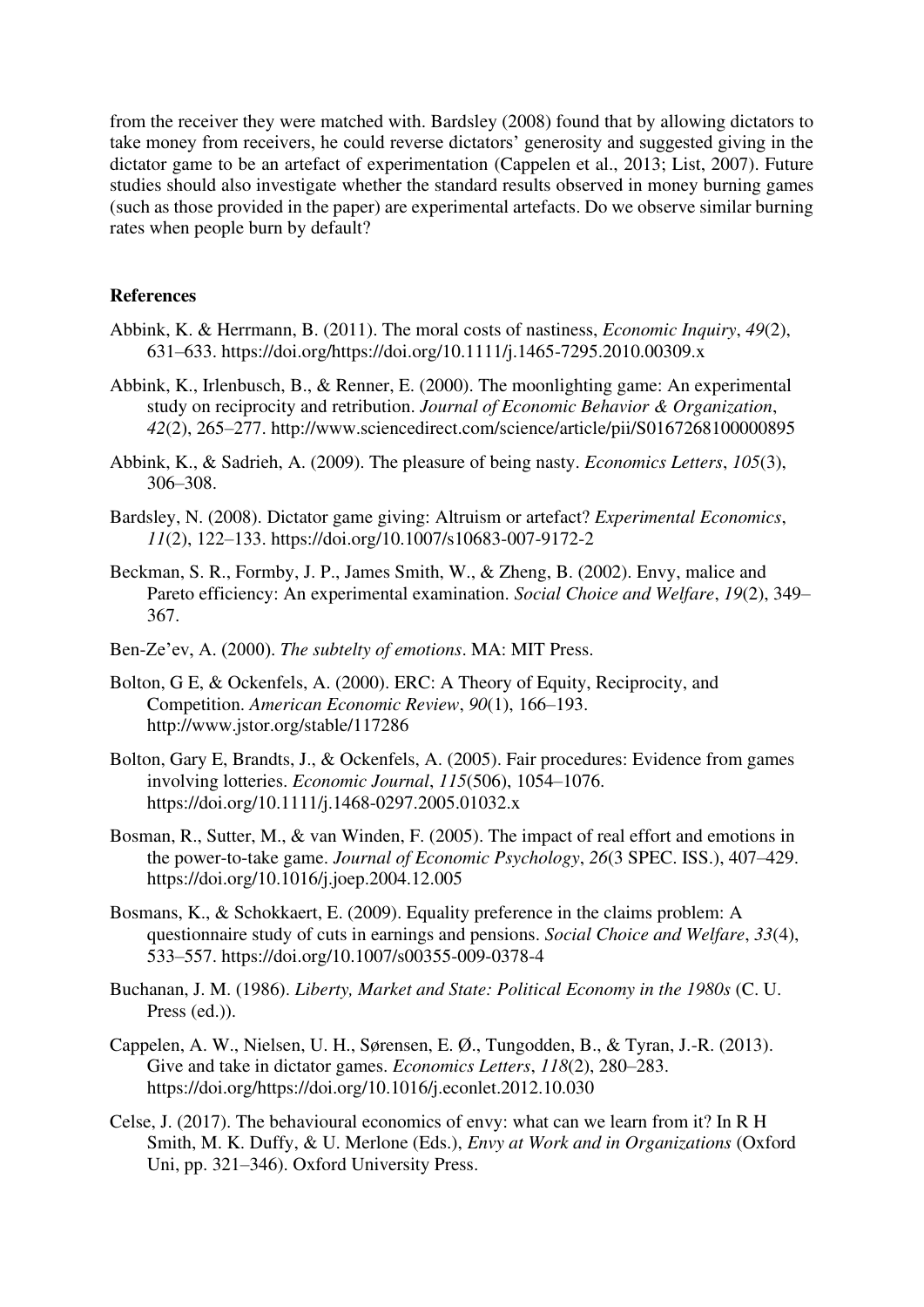from the receiver they were matched with. Bardsley (2008) found that by allowing dictators to take money from receivers, he could reverse dictators' generosity and suggested giving in the dictator game to be an artefact of experimentation (Cappelen et al., 2013; List, 2007). Future studies should also investigate whether the standard results observed in money burning games (such as those provided in the paper) are experimental artefacts. Do we observe similar burning rates when people burn by default?

**References**

Abbink, K. & Herrmann, B. (2011). The moral costs of nastiness, *Economic Inquiry*, *49*(2), 631–633. https://doi.org/https://doi.org/10.1111/j.1465-7295.2010.00309.x

Abbink, K., Irlenbusch, B., & Renner, E. (2000). The moonlighting game: An experimental study on reciprocity and retribution. *Journal of Economic Behavior & Organization*, *42*(2), 265–277. http://www.sciencedirect.com/science/article/pii/S0167268100000895

Abbink, K., & Sadrieh, A. (2009). The pleasure of being nasty. *Economics Letters*, *105*(3), 306–308.

Bardsley, N. (2008). Dictator game giving: Altruism or artefact? *Experimental Economics*, *11*(2), 122–133. https://doi.org/10.1007/s10683-007-9172-2

Beckman, S. R., Formby, J. P., James Smith, W., & Zheng, B. (2002). Envy, malice and Pareto efficiency: An experimental examination. *Social Choice and Welfare*, *19*(2), 349–367.

Ben-Ze'ev, A. (2000). *The subtelty of emotions*. MA: MIT Press.

Bolton, G E, & Ockenfels, A. (2000). ERC: A Theory of Equity, Reciprocity, and Competition. *American Economic Review*, *90*(1), 166–193. http://www.jstor.org/stable/117286

Bolton, Gary E, Brandts, J., & Ockenfels, A. (2005). Fair procedures: Evidence from games involving lotteries. *Economic Journal*, *115*(506), 1054–1076. https://doi.org/10.1111/j.1468-0297.2005.01032.x

Bosman, R., Sutter, M., & van Winden, F. (2005). The impact of real effort and emotions in the power-to-take game. *Journal of Economic Psychology*, *26*(3 SPEC. ISS.), 407–429. https://doi.org/10.1016/j.joep.2004.12.005

Bosmans, K., & Schokkaert, E. (2009). Equality preference in the claims problem: A questionnaire study of cuts in earnings and pensions. *Social Choice and Welfare*, *33*(4), 533–557. https://doi.org/10.1007/s00355-009-0378-4

Buchanan, J. M. (1986). *Liberty, Market and State: Political Economy in the 1980s* (C. U. Press (ed.)).

Cappelen, A. W., Nielsen, U. H., Sørensen, E. Ø., Tungodden, B., & Tyran, J.-R. (2013). Give and take in dictator games. *Economics Letters*, *118*(2), 280–283. https://doi.org/https://doi.org/10.1016/j.econlet.2012.10.030

Celse, J. (2017). The behavioural economics of envy: what can we learn from it? In R H Smith, M. K. Duffy, & U. Merlone (Eds.), *Envy at Work and in Organizations* (Oxford Uni, pp. 321–346). Oxford University Press.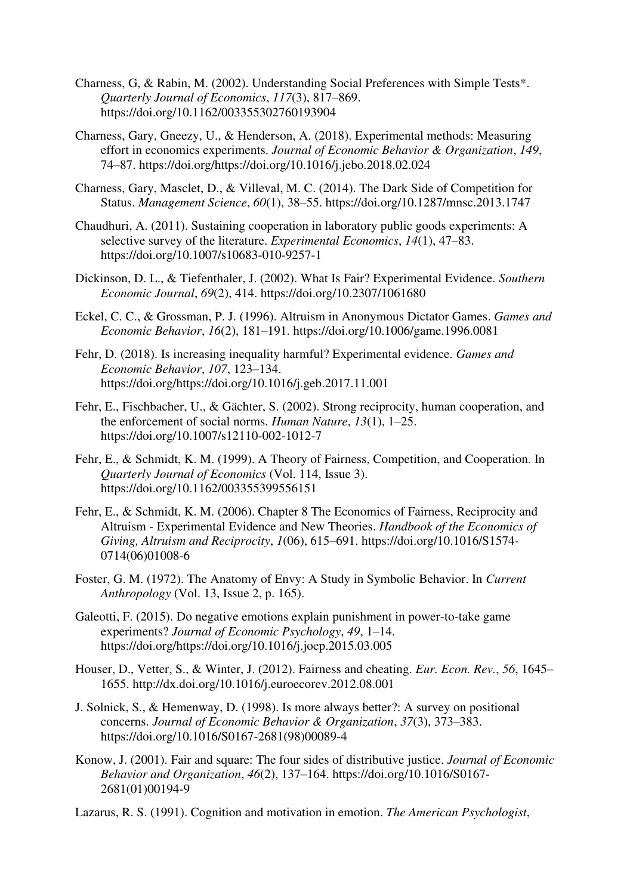Charness, G, & Rabin, M. (2002). Understanding Social Preferences with Simple Tests*. *Quarterly Journal of Economics*, *117*(3), 817–869. https://doi.org/10.1162/003355302760193904

Charness, Gary, Gneezy, U., & Henderson, A. (2018). Experimental methods: Measuring effort in economics experiments. *Journal of Economic Behavior & Organization*, *149*, 74–87. https://doi.org/https://doi.org/10.1016/j.jebo.2018.02.024

Charness, Gary, Masclet, D., & Villeval, M. C. (2014). The Dark Side of Competition for Status. *Management Science*, *60*(1), 38–55. https://doi.org/10.1287/mnsc.2013.1747

Chaudhuri, A. (2011). Sustaining cooperation in laboratory public goods experiments: A selective survey of the literature. *Experimental Economics*, *14*(1), 47–83. https://doi.org/10.1007/s10683-010-9257-1

Dickinson, D. L., & Tiefenthaler, J. (2002). What Is Fair? Experimental Evidence. *Southern Economic Journal*, *69*(2), 414. https://doi.org/10.2307/1061680

Eckel, C. C., & Grossman, P. J. (1996). Altruism in Anonymous Dictator Games. *Games and Economic Behavior*, *16*(2), 181–191. https://doi.org/10.1006/game.1996.0081

Fehr, D. (2018). Is increasing inequality harmful? Experimental evidence. *Games and Economic Behavior*, *107*, 123–134. https://doi.org/https://doi.org/10.1016/j.geb.2017.11.001

Fehr, E., Fischbacher, U., & Gächter, S. (2002). Strong reciprocity, human cooperation, and the enforcement of social norms. *Human Nature*, *13*(1), 1–25. https://doi.org/10.1007/s12110-002-1012-7

Fehr, E., & Schmidt, K. M. (1999). A Theory of Fairness, Competition, and Cooperation. In *Quarterly Journal of Economics* (Vol. 114, Issue 3). https://doi.org/10.1162/003355399556151

Fehr, E., & Schmidt, K. M. (2006). Chapter 8 The Economics of Fairness, Reciprocity and Altruism - Experimental Evidence and New Theories. *Handbook of the Economics of Giving, Altruism and Reciprocity*, *1*(06), 615–691. https://doi.org/10.1016/S1574-0714(06)01008-6

Foster, G. M. (1972). The Anatomy of Envy: A Study in Symbolic Behavior. In *Current Anthropology* (Vol. 13, Issue 2, p. 165).

Galeotti, F. (2015). Do negative emotions explain punishment in power-to-take game experiments? *Journal of Economic Psychology*, *49*, 1–14. https://doi.org/https://doi.org/10.1016/j.joep.2015.03.005

Houser, D., Vetter, S., & Winter, J. (2012). Fairness and cheating. *Eur. Econ. Rev.*, *56*, 1645–1655. http://dx.doi.org/10.1016/j.euroecorev.2012.08.001

J. Solnick, S., & Hemenway, D. (1998). Is more always better?: A survey on positional concerns. *Journal of Economic Behavior & Organization*, *37*(3), 373–383. https://doi.org/10.1016/S0167-2681(98)00089-4

Konow, J. (2001). Fair and square: The four sides of distributive justice. *Journal of Economic Behavior and Organization*, *46*(2), 137–164. https://doi.org/10.1016/S0167-2681(01)00194-9

Lazarus, R. S. (1991). Cognition and motivation in emotion. *The American Psychologist*,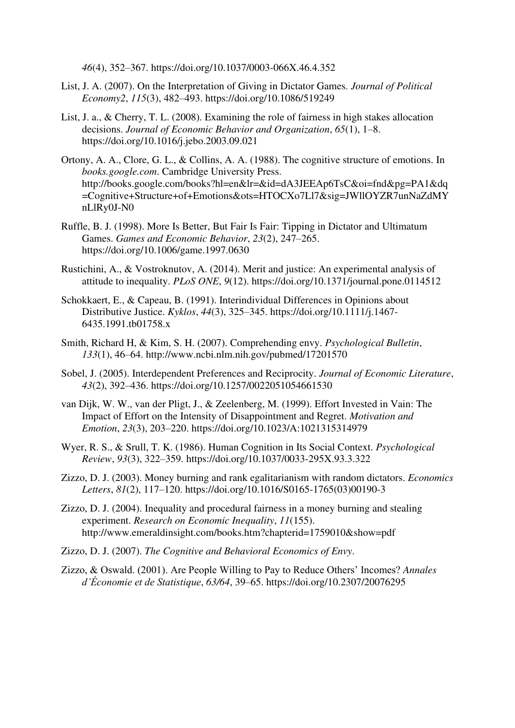*46*(4), 352–367. https://doi.org/10.1037/0003-066X.46.4.352

List, J. A. (2007). On the Interpretation of Giving in Dictator Games. *Journal of Political Economy2*, *115*(3), 482–493. https://doi.org/10.1086/519249

List, J. a., & Cherry, T. L. (2008). Examining the role of fairness in high stakes allocation decisions. *Journal of Economic Behavior and Organization*, *65*(1), 1–8. https://doi.org/10.1016/j.jebo.2003.09.021

Ortony, A. A., Clore, G. L., & Collins, A. A. (1988). The cognitive structure of emotions. In *books.google.com*. Cambridge University Press. http://books.google.com/books?hl=en&lr=&id=dA3JEEAp6TsC&oi=fnd&pg=PA1&dq=Cognitive+Structure+of+Emotions&ots=HTOCXo7Ll7&sig=JWllOYZR7unNaZdMYnLlRy0J-N0

Ruffle, B. J. (1998). More Is Better, But Fair Is Fair: Tipping in Dictator and Ultimatum Games. *Games and Economic Behavior*, *23*(2), 247–265. https://doi.org/10.1006/game.1997.0630

Rustichini, A., & Vostroknutov, A. (2014). Merit and justice: An experimental analysis of attitude to inequality. *PLoS ONE*, *9*(12). https://doi.org/10.1371/journal.pone.0114512

Schokkaert, E., & Capeau, B. (1991). Interindividual Differences in Opinions about Distributive Justice. *Kyklos*, *44*(3), 325–345. https://doi.org/10.1111/j.1467-6435.1991.tb01758.x

Smith, Richard H, & Kim, S. H. (2007). Comprehending envy. *Psychological Bulletin*, *133*(1), 46–64. http://www.ncbi.nlm.nih.gov/pubmed/17201570

Sobel, J. (2005). Interdependent Preferences and Reciprocity. *Journal of Economic Literature*, *43*(2), 392–436. https://doi.org/10.1257/0022051054661530

van Dijk, W. W., van der Pligt, J., & Zeelenberg, M. (1999). Effort Invested in Vain: The Impact of Effort on the Intensity of Disappointment and Regret. *Motivation and Emotion*, *23*(3), 203–220. https://doi.org/10.1023/A:1021315314979

Wyer, R. S., & Srull, T. K. (1986). Human Cognition in Its Social Context. *Psychological Review*, *93*(3), 322–359. https://doi.org/10.1037/0033-295X.93.3.322

Zizzo, D. J. (2003). Money burning and rank egalitarianism with random dictators. *Economics Letters*, *81*(2), 117–120. https://doi.org/10.1016/S0165-1765(03)00190-3

Zizzo, D. J. (2004). Inequality and procedural fairness in a money burning and stealing experiment. *Research on Economic Inequality*, *11*(155). http://www.emeraldinsight.com/books.htm?chapterid=1759010&show=pdf

Zizzo, D. J. (2007). *The Cognitive and Behavioral Economics of Envy*.

Zizzo, & Oswald. (2001). Are People Willing to Pay to Reduce Others' Incomes? *Annales d'Économie et de Statistique*, *63/64*, 39–65. https://doi.org/10.2307/20076295